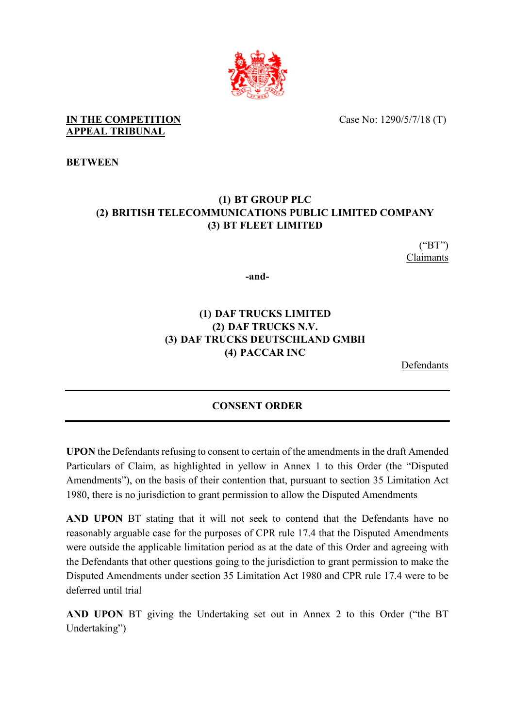**IN THE COMPETITION APPEAL TRIBUNAL**

Case No: 1290/5/7/18 (T)

**BETWEEN**

**(1) BT GROUP PLC**
**(2) BRITISH TELECOMMUNICATIONS PUBLIC LIMITED COMPANY**
**(3) BT FLEET LIMITED**

("BT")
Claimants

**-and-**

**(1) DAF TRUCKS LIMITED**
**(2) DAF TRUCKS N.V.**
**(3) DAF TRUCKS DEUTSCHLAND GMBH**
**(4) PACCAR INC**

Defendants

---

## CONSENT ORDER

---

**UPON** the Defendants refusing to consent to certain of the amendments in the draft Amended Particulars of Claim, as highlighted in yellow in Annex 1 to this Order (the "Disputed Amendments"), on the basis of their contention that, pursuant to section 35 Limitation Act 1980, there is no jurisdiction to grant permission to allow the Disputed Amendments

**AND UPON** BT stating that it will not seek to contend that the Defendants have no reasonably arguable case for the purposes of CPR rule 17.4 that the Disputed Amendments were outside the applicable limitation period as at the date of this Order and agreeing with the Defendants that other questions going to the jurisdiction to grant permission to make the Disputed Amendments under section 35 Limitation Act 1980 and CPR rule 17.4 were to be deferred until trial

**AND UPON** BT giving the Undertaking set out in Annex 2 to this Order ("the BT Undertaking")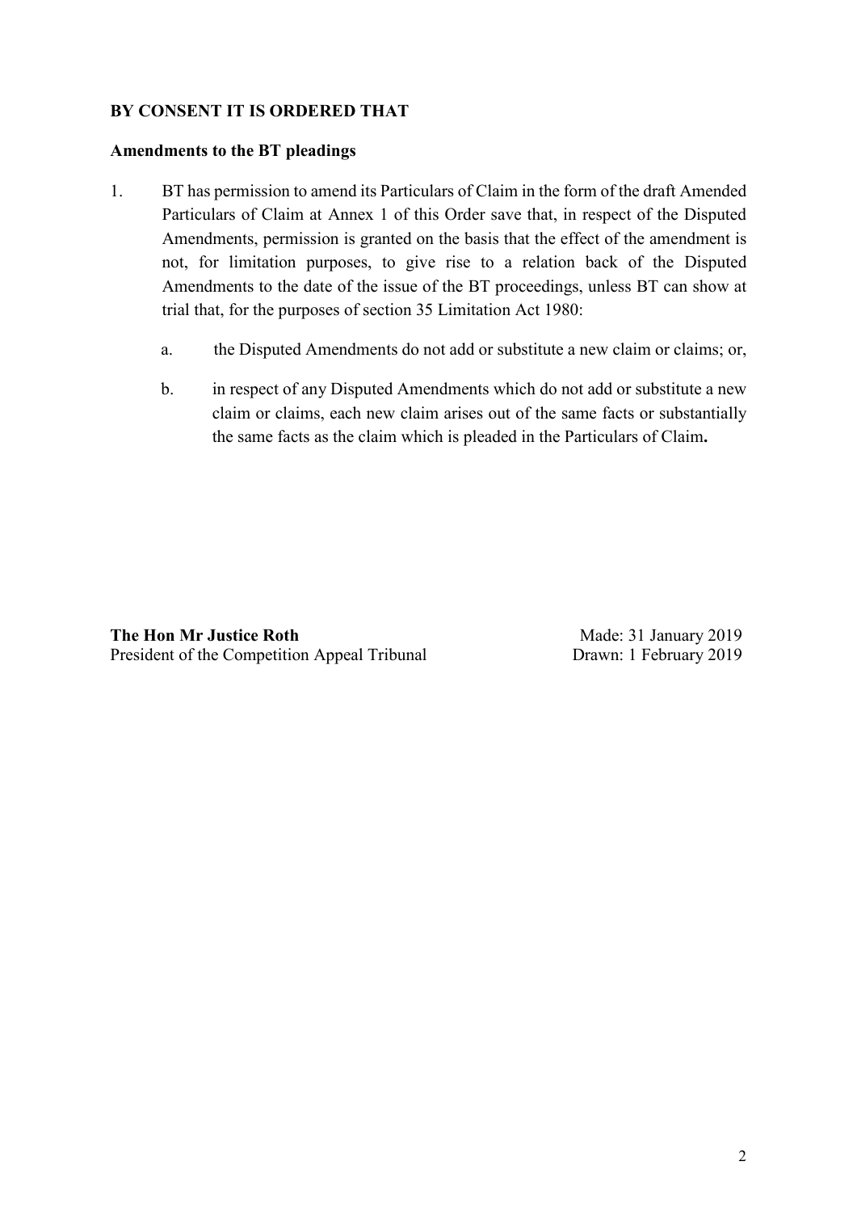**BY CONSENT IT IS ORDERED THAT**

**Amendments to the BT pleadings**

1. BT has permission to amend its Particulars of Claim in the form of the draft Amended Particulars of Claim at Annex 1 of this Order save that, in respect of the Disputed Amendments, permission is granted on the basis that the effect of the amendment is not, for limitation purposes, to give rise to a relation back of the Disputed Amendments to the date of the issue of the BT proceedings, unless BT can show at trial that, for the purposes of section 35 Limitation Act 1980:

   a. the Disputed Amendments do not add or substitute a new claim or claims; or,

   b. in respect of any Disputed Amendments which do not add or substitute a new claim or claims, each new claim arises out of the same facts or substantially the same facts as the claim which is pleaded in the Particulars of Claim**.**

**The Hon Mr Justice Roth**
President of the Competition Appeal Tribunal

Made: 31 January 2019
Drawn: 1 February 2019